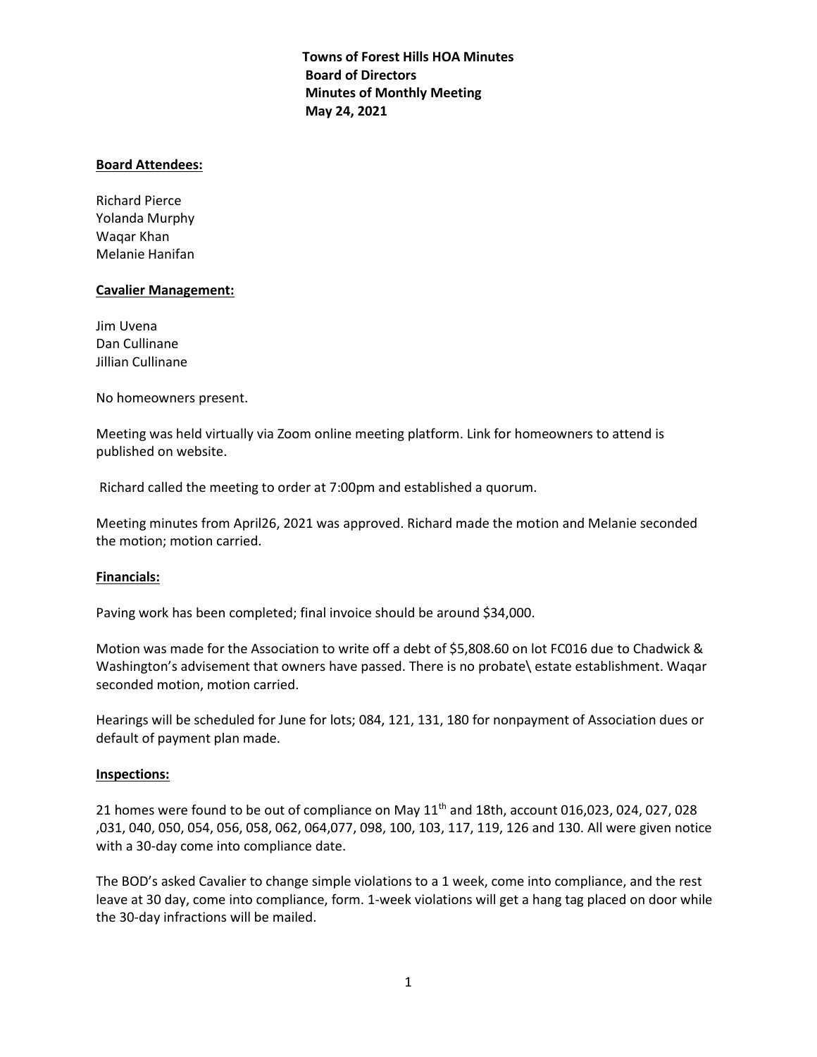**Towns of Forest Hills HOA Minutes**
**Board of Directors**
**Minutes of Monthly Meeting**
**May 24, 2021**

**Board Attendees:**

Richard Pierce
Yolanda Murphy
Waqar Khan
Melanie Hanifan

**Cavalier Management:**

Jim Uvena
Dan Cullinane
Jillian Cullinane

No homeowners present.

Meeting was held virtually via Zoom online meeting platform. Link for homeowners to attend is published on website.

Richard called the meeting to order at 7:00pm and established a quorum.

Meeting minutes from April26, 2021 was approved. Richard made the motion and Melanie seconded the motion; motion carried.

**Financials:**

Paving work has been completed; final invoice should be around $34,000.

Motion was made for the Association to write off a debt of $5,808.60 on lot FC016 due to Chadwick & Washington's advisement that owners have passed. There is no probate\ estate establishment. Waqar seconded motion, motion carried.

Hearings will be scheduled for June for lots; 084, 121, 131, 180 for nonpayment of Association dues or default of payment plan made.

**Inspections:**

21 homes were found to be out of compliance on May 11th and 18th, account 016,023, 024, 027, 028 ,031, 040, 050, 054, 056, 058, 062, 064,077, 098, 100, 103, 117, 119, 126 and 130. All were given notice with a 30-day come into compliance date.

The BOD's asked Cavalier to change simple violations to a 1 week, come into compliance, and the rest leave at 30 day, come into compliance, form. 1-week violations will get a hang tag placed on door while the 30-day infractions will be mailed.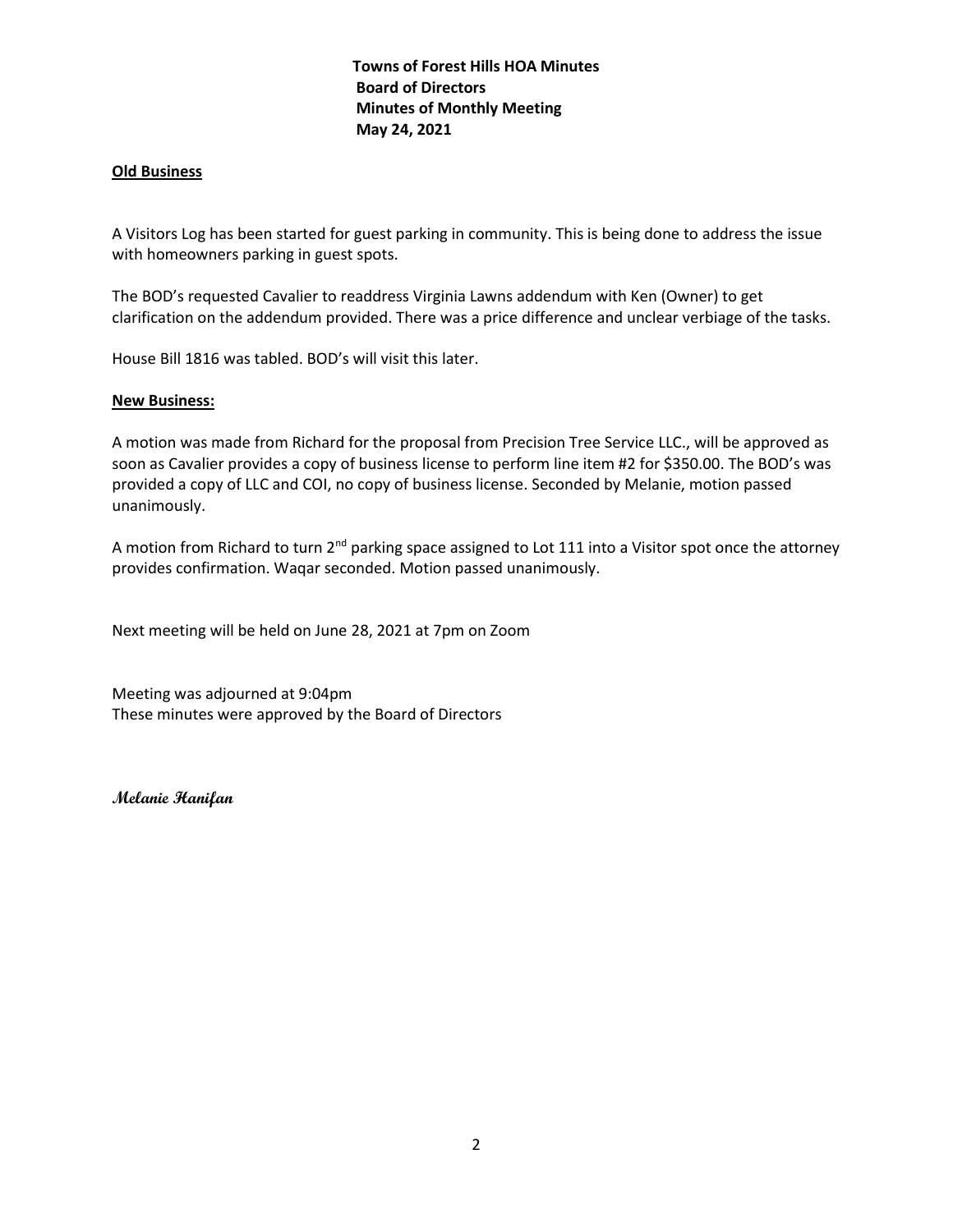**Towns of Forest Hills HOA Minutes**
**Board of Directors**
**Minutes of Monthly Meeting**
**May 24, 2021**

**Old Business**

A Visitors Log has been started for guest parking in community. This is being done to address the issue with homeowners parking in guest spots.

The BOD's requested Cavalier to readdress Virginia Lawns addendum with Ken (Owner) to get clarification on the addendum provided. There was a price difference and unclear verbiage of the tasks.

House Bill 1816 was tabled. BOD's will visit this later.

**New Business:**

A motion was made from Richard for the proposal from Precision Tree Service LLC., will be approved as soon as Cavalier provides a copy of business license to perform line item #2 for $350.00. The BOD's was provided a copy of LLC and COI, no copy of business license. Seconded by Melanie, motion passed unanimously.

A motion from Richard to turn 2nd parking space assigned to Lot 111 into a Visitor spot once the attorney provides confirmation. Waqar seconded. Motion passed unanimously.

Next meeting will be held on June 28, 2021 at 7pm on Zoom

Meeting was adjourned at 9:04pm
These minutes were approved by the Board of Directors

**Melanie Hanifan**